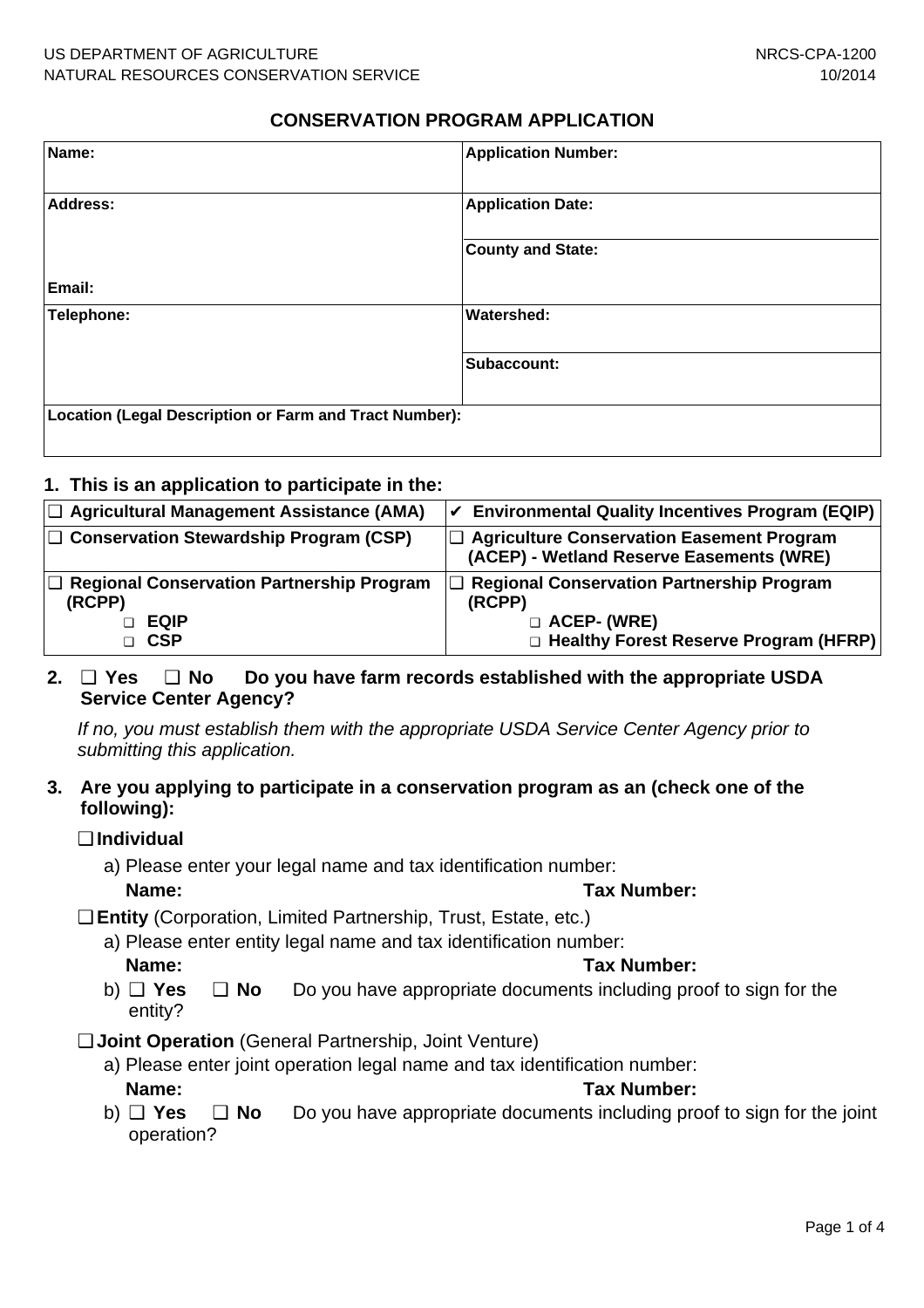US DEPARTMENT OF AGRICULTURE
NATURAL RESOURCES CONSERVATION SERVICE

NRCS-CPA-1200
10/2014

## CONSERVATION PROGRAM APPLICATION

| | |
|---|---|
| **Name:** | **Application Number:** |
| **Address:** | **Application Date:** |
| | **County and State:** |
| **Email:** | |
| **Telephone:** | **Watershed:** |
| | **Subaccount:** |
| **Location (Legal Description or Farm and Tract Number):** | |

**1. This is an application to participate in the:**

| | |
|---|---|
| ❑ **Agricultural Management Assistance (AMA)** | ✔ **Environmental Quality Incentives Program (EQIP)** |
| ❑ **Conservation Stewardship Program (CSP)** | ❑ **Agriculture Conservation Easement Program (ACEP) - Wetland Reserve Easements (WRE)** |
| ❑ **Regional Conservation Partnership Program (RCPP)** ❑ **EQIP** ❑ **CSP** | ❑ **Regional Conservation Partnership Program (RCPP)** ❑ **ACEP- (WRE)** ❑ **Healthy Forest Reserve Program (HFRP)** |

**2.** ❑ **Yes** ❑ **No** **Do you have farm records established with the appropriate USDA Service Center Agency?**

*If no, you must establish them with the appropriate USDA Service Center Agency prior to submitting this application.*

**3. Are you applying to participate in a conservation program as an (check one of the following):**

❑ **Individual**

a) Please enter your legal name and tax identification number:
**Name:** **Tax Number:**

❑ **Entity** (Corporation, Limited Partnership, Trust, Estate, etc.)

a) Please enter entity legal name and tax identification number:
**Name:** **Tax Number:**

b) ❑ **Yes** ❑ **No** Do you have appropriate documents including proof to sign for the entity?

❑ **Joint Operation** (General Partnership, Joint Venture)

a) Please enter joint operation legal name and tax identification number:
**Name:** **Tax Number:**

b) ❑ **Yes** ❑ **No** Do you have appropriate documents including proof to sign for the joint operation?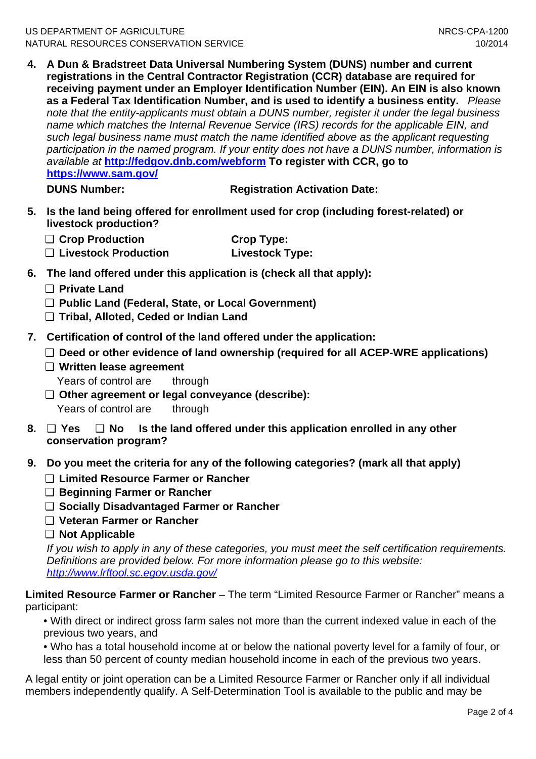4. **A Dun & Bradstreet Data Universal Numbering System (DUNS) number and current registrations in the Central Contractor Registration (CCR) database are required for receiving payment under an Employer Identification Number (EIN). An EIN is also known as a Federal Tax Identification Number, and is used to identify a business entity.** *Please note that the entity-applicants must obtain a DUNS number, register it under the legal business name which matches the Internal Revenue Service (IRS) records for the applicable EIN, and such legal business name must match the name identified above as the applicant requesting participation in the named program. If your entity does not have a DUNS number, information is available at* **[http://fedgov.dnb.com/webform](http://fedgov.dnb.com/webform) To register with CCR, go to [https://www.sam.gov/](https://www.sam.gov/)**

   **DUNS Number:** **Registration Activation Date:**

5. **Is the land being offered for enrollment used for crop (including forest-related) or livestock production?**

   ❑ **Crop Production** **Crop Type:**
   ❑ **Livestock Production** **Livestock Type:**

6. **The land offered under this application is (check all that apply):**

   ❑ **Private Land**
   ❑ **Public Land (Federal, State, or Local Government)**
   ❑ **Tribal, Alloted, Ceded or Indian Land**

7. **Certification of control of the land offered under the application:**

   ❑ **Deed or other evidence of land ownership (required for all ACEP-WRE applications)**
   ❑ **Written lease agreement**
   Years of control are through
   ❑ **Other agreement or legal conveyance (describe):**
   Years of control are through

8. ❑ **Yes** ❑ **No** **Is the land offered under this application enrolled in any other conservation program?**

9. **Do you meet the criteria for any of the following categories? (mark all that apply)**

   ❑ **Limited Resource Farmer or Rancher**
   ❑ **Beginning Farmer or Rancher**
   ❑ **Socially Disadvantaged Farmer or Rancher**
   ❑ **Veteran Farmer or Rancher**
   ❑ **Not Applicable**

   *If you wish to apply in any of these categories, you must meet the self certification requirements. Definitions are provided below. For more information please go to this website: [http://www.lrftool.sc.egov.usda.gov/](http://www.lrftool.sc.egov.usda.gov/)*

**Limited Resource Farmer or Rancher** – The term "Limited Resource Farmer or Rancher" means a participant:

- With direct or indirect gross farm sales not more than the current indexed value in each of the previous two years, and
- Who has a total household income at or below the national poverty level for a family of four, or less than 50 percent of county median household income in each of the previous two years.

A legal entity or joint operation can be a Limited Resource Farmer or Rancher only if all individual members independently qualify. A Self-Determination Tool is available to the public and may be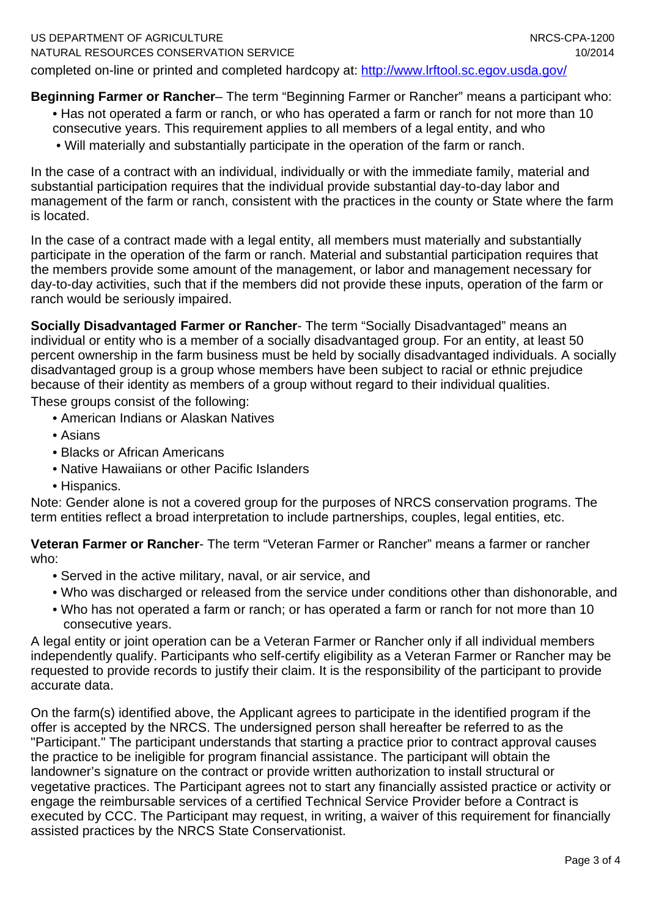completed on-line or printed and completed hardcopy at: [http://www.lrftool.sc.egov.usda.gov/](http://www.lrftool.sc.egov.usda.gov/)

**Beginning Farmer or Rancher**– The term "Beginning Farmer or Rancher" means a participant who:

- Has not operated a farm or ranch, or who has operated a farm or ranch for not more than 10 consecutive years. This requirement applies to all members of a legal entity, and who
- Will materially and substantially participate in the operation of the farm or ranch.

In the case of a contract with an individual, individually or with the immediate family, material and substantial participation requires that the individual provide substantial day-to-day labor and management of the farm or ranch, consistent with the practices in the county or State where the farm is located.

In the case of a contract made with a legal entity, all members must materially and substantially participate in the operation of the farm or ranch. Material and substantial participation requires that the members provide some amount of the management, or labor and management necessary for day-to-day activities, such that if the members did not provide these inputs, operation of the farm or ranch would be seriously impaired.

**Socially Disadvantaged Farmer or Rancher**- The term "Socially Disadvantaged" means an individual or entity who is a member of a socially disadvantaged group. For an entity, at least 50 percent ownership in the farm business must be held by socially disadvantaged individuals. A socially disadvantaged group is a group whose members have been subject to racial or ethnic prejudice because of their identity as members of a group without regard to their individual qualities.
These groups consist of the following:

- American Indians or Alaskan Natives
- Asians
- Blacks or African Americans
- Native Hawaiians or other Pacific Islanders
- Hispanics.

Note: Gender alone is not a covered group for the purposes of NRCS conservation programs. The term entities reflect a broad interpretation to include partnerships, couples, legal entities, etc.

**Veteran Farmer or Rancher**- The term "Veteran Farmer or Rancher" means a farmer or rancher who:

- Served in the active military, naval, or air service, and
- Who was discharged or released from the service under conditions other than dishonorable, and
- Who has not operated a farm or ranch; or has operated a farm or ranch for not more than 10 consecutive years.

A legal entity or joint operation can be a Veteran Farmer or Rancher only if all individual members independently qualify. Participants who self-certify eligibility as a Veteran Farmer or Rancher may be requested to provide records to justify their claim. It is the responsibility of the participant to provide accurate data.

On the farm(s) identified above, the Applicant agrees to participate in the identified program if the offer is accepted by the NRCS. The undersigned person shall hereafter be referred to as the "Participant." The participant understands that starting a practice prior to contract approval causes the practice to be ineligible for program financial assistance. The participant will obtain the landowner's signature on the contract or provide written authorization to install structural or vegetative practices. The Participant agrees not to start any financially assisted practice or activity or engage the reimbursable services of a certified Technical Service Provider before a Contract is executed by CCC. The Participant may request, in writing, a waiver of this requirement for financially assisted practices by the NRCS State Conservationist.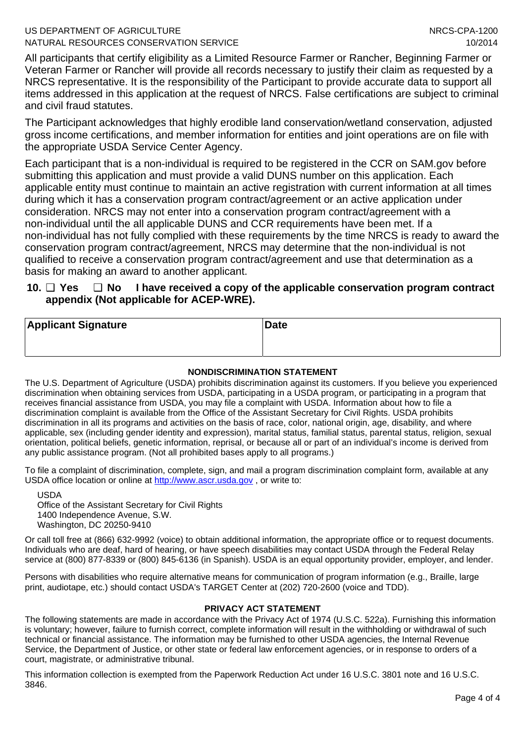All participants that certify eligibility as a Limited Resource Farmer or Rancher, Beginning Farmer or Veteran Farmer or Rancher will provide all records necessary to justify their claim as requested by a NRCS representative. It is the responsibility of the Participant to provide accurate data to support all items addressed in this application at the request of NRCS. False certifications are subject to criminal and civil fraud statutes.

The Participant acknowledges that highly erodible land conservation/wetland conservation, adjusted gross income certifications, and member information for entities and joint operations are on file with the appropriate USDA Service Center Agency.

Each participant that is a non-individual is required to be registered in the CCR on SAM.gov before submitting this application and must provide a valid DUNS number on this application. Each applicable entity must continue to maintain an active registration with current information at all times during which it has a conservation program contract/agreement or an active application under consideration. NRCS may not enter into a conservation program contract/agreement with a non-individual until the all applicable DUNS and CCR requirements have been met. If a non-individual has not fully complied with these requirements by the time NRCS is ready to award the conservation program contract/agreement, NRCS may determine that the non-individual is not qualified to receive a conservation program contract/agreement and use that determination as a basis for making an award to another applicant.

**10. ☐ Yes ☐ No I have received a copy of the applicable conservation program contract appendix (Not applicable for ACEP-WRE).**

| Applicant Signature | Date |
|---|---|
| | |

**NONDISCRIMINATION STATEMENT**

The U.S. Department of Agriculture (USDA) prohibits discrimination against its customers. If you believe you experienced discrimination when obtaining services from USDA, participating in a USDA program, or participating in a program that receives financial assistance from USDA, you may file a complaint with USDA. Information about how to file a discrimination complaint is available from the Office of the Assistant Secretary for Civil Rights. USDA prohibits discrimination in all its programs and activities on the basis of race, color, national origin, age, disability, and where applicable, sex (including gender identity and expression), marital status, familial status, parental status, religion, sexual orientation, political beliefs, genetic information, reprisal, or because all or part of an individual's income is derived from any public assistance program. (Not all prohibited bases apply to all programs.)

To file a complaint of discrimination, complete, sign, and mail a program discrimination complaint form, available at any USDA office location or online at http://www.ascr.usda.gov , or write to:

USDA
Office of the Assistant Secretary for Civil Rights
1400 Independence Avenue, S.W.
Washington, DC 20250-9410

Or call toll free at (866) 632-9992 (voice) to obtain additional information, the appropriate office or to request documents. Individuals who are deaf, hard of hearing, or have speech disabilities may contact USDA through the Federal Relay service at (800) 877-8339 or (800) 845-6136 (in Spanish). USDA is an equal opportunity provider, employer, and lender.

Persons with disabilities who require alternative means for communication of program information (e.g., Braille, large print, audiotape, etc.) should contact USDA's TARGET Center at (202) 720-2600 (voice and TDD).

**PRIVACY ACT STATEMENT**

The following statements are made in accordance with the Privacy Act of 1974 (U.S.C. 522a). Furnishing this information is voluntary; however, failure to furnish correct, complete information will result in the withholding or withdrawal of such technical or financial assistance. The information may be furnished to other USDA agencies, the Internal Revenue Service, the Department of Justice, or other state or federal law enforcement agencies, or in response to orders of a court, magistrate, or administrative tribunal.

This information collection is exempted from the Paperwork Reduction Act under 16 U.S.C. 3801 note and 16 U.S.C. 3846.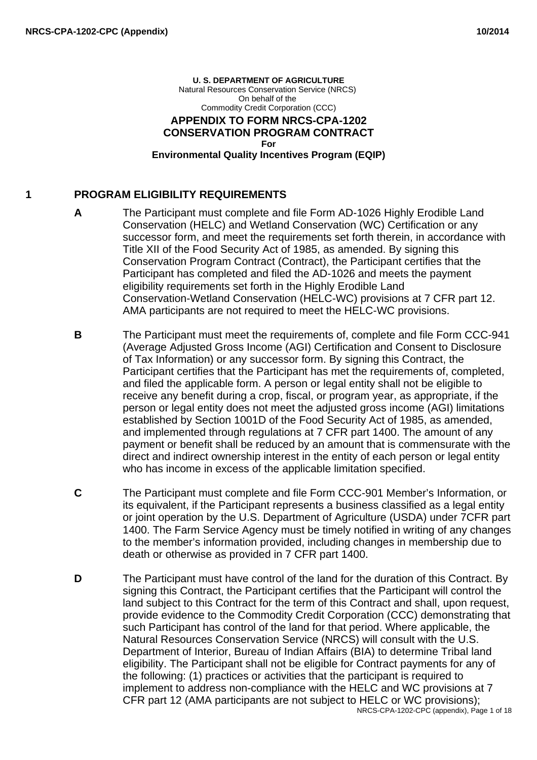**U. S. DEPARTMENT OF AGRICULTURE**
Natural Resources Conservation Service (NRCS)
On behalf of the
Commodity Credit Corporation (CCC)

# APPENDIX TO FORM NRCS-CPA-1202 CONSERVATION PROGRAM CONTRACT

**For**

**Environmental Quality Incentives Program (EQIP)**

## 1 PROGRAM ELIGIBILITY REQUIREMENTS

**A** The Participant must complete and file Form AD-1026 Highly Erodible Land Conservation (HELC) and Wetland Conservation (WC) Certification or any successor form, and meet the requirements set forth therein, in accordance with Title XII of the Food Security Act of 1985, as amended. By signing this Conservation Program Contract (Contract), the Participant certifies that the Participant has completed and filed the AD-1026 and meets the payment eligibility requirements set forth in the Highly Erodible Land Conservation-Wetland Conservation (HELC-WC) provisions at 7 CFR part 12. AMA participants are not required to meet the HELC-WC provisions.

**B** The Participant must meet the requirements of, complete and file Form CCC-941 (Average Adjusted Gross Income (AGI) Certification and Consent to Disclosure of Tax Information) or any successor form. By signing this Contract, the Participant certifies that the Participant has met the requirements of, completed, and filed the applicable form. A person or legal entity shall not be eligible to receive any benefit during a crop, fiscal, or program year, as appropriate, if the person or legal entity does not meet the adjusted gross income (AGI) limitations established by Section 1001D of the Food Security Act of 1985, as amended, and implemented through regulations at 7 CFR part 1400. The amount of any payment or benefit shall be reduced by an amount that is commensurate with the direct and indirect ownership interest in the entity of each person or legal entity who has income in excess of the applicable limitation specified.

**C** The Participant must complete and file Form CCC-901 Member's Information, or its equivalent, if the Participant represents a business classified as a legal entity or joint operation by the U.S. Department of Agriculture (USDA) under 7CFR part 1400. The Farm Service Agency must be timely notified in writing of any changes to the member's information provided, including changes in membership due to death or otherwise as provided in 7 CFR part 1400.

**D** The Participant must have control of the land for the duration of this Contract. By signing this Contract, the Participant certifies that the Participant will control the land subject to this Contract for the term of this Contract and shall, upon request, provide evidence to the Commodity Credit Corporation (CCC) demonstrating that such Participant has control of the land for that period. Where applicable, the Natural Resources Conservation Service (NRCS) will consult with the U.S. Department of Interior, Bureau of Indian Affairs (BIA) to determine Tribal land eligibility. The Participant shall not be eligible for Contract payments for any of the following: (1) practices or activities that the participant is required to implement to address non-compliance with the HELC and WC provisions at 7 CFR part 12 (AMA participants are not subject to HELC or WC provisions);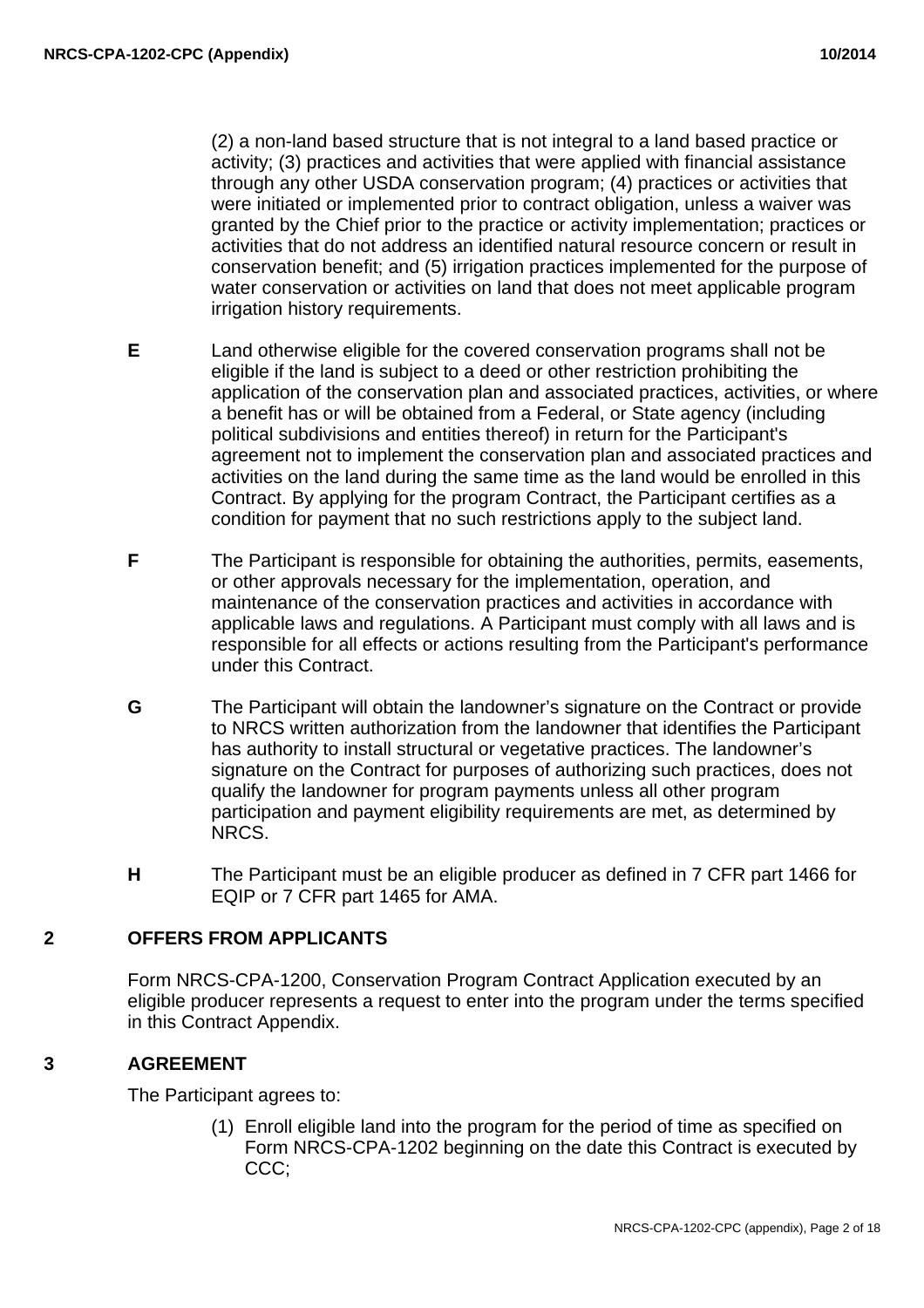(2) a non-land based structure that is not integral to a land based practice or activity; (3) practices and activities that were applied with financial assistance through any other USDA conservation program; (4) practices or activities that were initiated or implemented prior to contract obligation, unless a waiver was granted by the Chief prior to the practice or activity implementation; practices or activities that do not address an identified natural resource concern or result in conservation benefit; and (5) irrigation practices implemented for the purpose of water conservation or activities on land that does not meet applicable program irrigation history requirements.

**E** Land otherwise eligible for the covered conservation programs shall not be eligible if the land is subject to a deed or other restriction prohibiting the application of the conservation plan and associated practices, activities, or where a benefit has or will be obtained from a Federal, or State agency (including political subdivisions and entities thereof) in return for the Participant's agreement not to implement the conservation plan and associated practices and activities on the land during the same time as the land would be enrolled in this Contract. By applying for the program Contract, the Participant certifies as a condition for payment that no such restrictions apply to the subject land.

**F** The Participant is responsible for obtaining the authorities, permits, easements, or other approvals necessary for the implementation, operation, and maintenance of the conservation practices and activities in accordance with applicable laws and regulations. A Participant must comply with all laws and is responsible for all effects or actions resulting from the Participant's performance under this Contract.

**G** The Participant will obtain the landowner's signature on the Contract or provide to NRCS written authorization from the landowner that identifies the Participant has authority to install structural or vegetative practices. The landowner's signature on the Contract for purposes of authorizing such practices, does not qualify the landowner for program payments unless all other program participation and payment eligibility requirements are met, as determined by NRCS.

**H** The Participant must be an eligible producer as defined in 7 CFR part 1466 for EQIP or 7 CFR part 1465 for AMA.

## 2 OFFERS FROM APPLICANTS

Form NRCS-CPA-1200, Conservation Program Contract Application executed by an eligible producer represents a request to enter into the program under the terms specified in this Contract Appendix.

## 3 AGREEMENT

The Participant agrees to:

(1) Enroll eligible land into the program for the period of time as specified on Form NRCS-CPA-1202 beginning on the date this Contract is executed by CCC;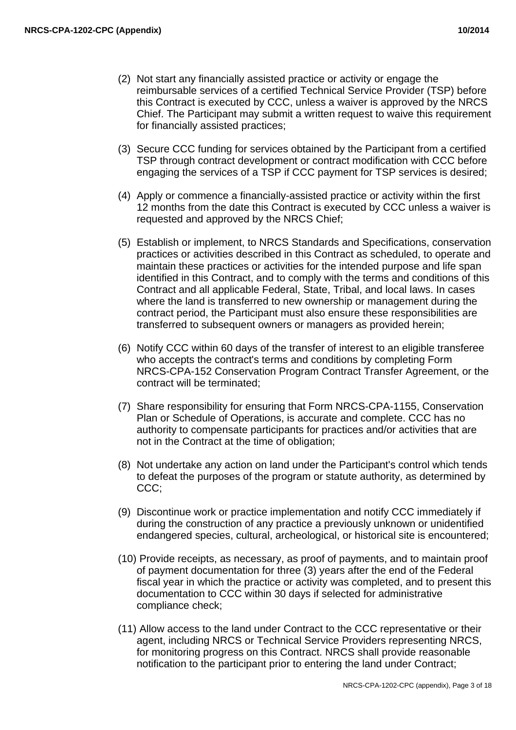(2) Not start any financially assisted practice or activity or engage the reimbursable services of a certified Technical Service Provider (TSP) before this Contract is executed by CCC, unless a waiver is approved by the NRCS Chief. The Participant may submit a written request to waive this requirement for financially assisted practices;

(3) Secure CCC funding for services obtained by the Participant from a certified TSP through contract development or contract modification with CCC before engaging the services of a TSP if CCC payment for TSP services is desired;

(4) Apply or commence a financially-assisted practice or activity within the first 12 months from the date this Contract is executed by CCC unless a waiver is requested and approved by the NRCS Chief;

(5) Establish or implement, to NRCS Standards and Specifications, conservation practices or activities described in this Contract as scheduled, to operate and maintain these practices or activities for the intended purpose and life span identified in this Contract, and to comply with the terms and conditions of this Contract and all applicable Federal, State, Tribal, and local laws. In cases where the land is transferred to new ownership or management during the contract period, the Participant must also ensure these responsibilities are transferred to subsequent owners or managers as provided herein;

(6) Notify CCC within 60 days of the transfer of interest to an eligible transferee who accepts the contract's terms and conditions by completing Form NRCS-CPA-152 Conservation Program Contract Transfer Agreement, or the contract will be terminated;

(7) Share responsibility for ensuring that Form NRCS-CPA-1155, Conservation Plan or Schedule of Operations, is accurate and complete. CCC has no authority to compensate participants for practices and/or activities that are not in the Contract at the time of obligation;

(8) Not undertake any action on land under the Participant's control which tends to defeat the purposes of the program or statute authority, as determined by CCC;

(9) Discontinue work or practice implementation and notify CCC immediately if during the construction of any practice a previously unknown or unidentified endangered species, cultural, archeological, or historical site is encountered;

(10) Provide receipts, as necessary, as proof of payments, and to maintain proof of payment documentation for three (3) years after the end of the Federal fiscal year in which the practice or activity was completed, and to present this documentation to CCC within 30 days if selected for administrative compliance check;

(11) Allow access to the land under Contract to the CCC representative or their agent, including NRCS or Technical Service Providers representing NRCS, for monitoring progress on this Contract. NRCS shall provide reasonable notification to the participant prior to entering the land under Contract;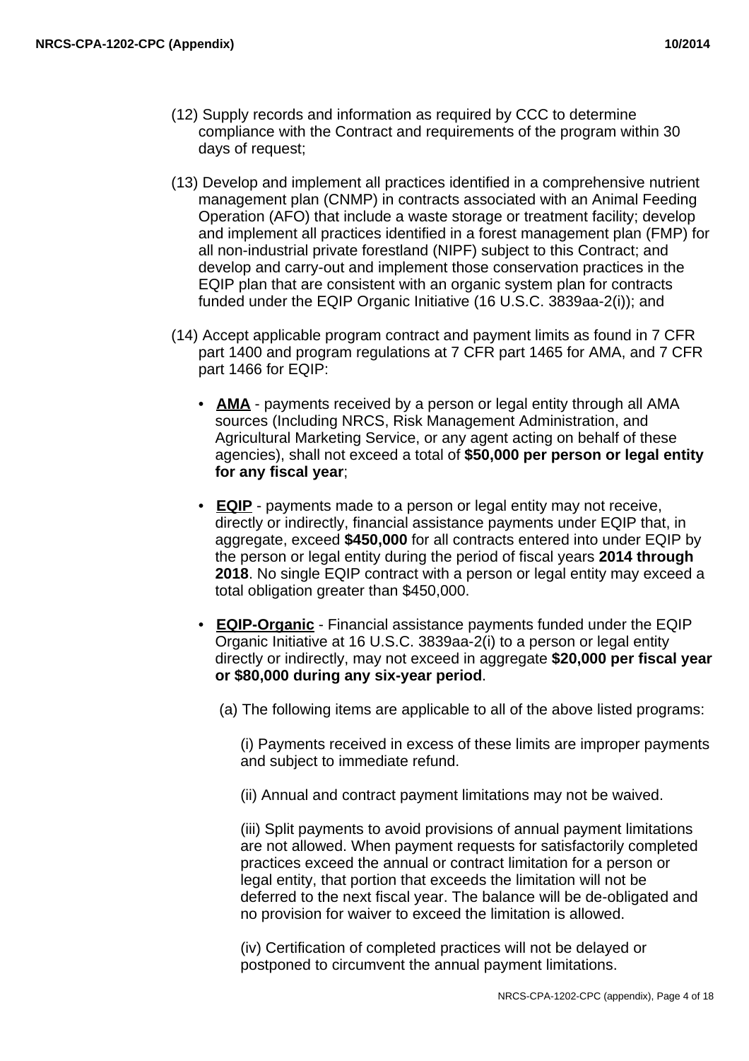(12) Supply records and information as required by CCC to determine compliance with the Contract and requirements of the program within 30 days of request;

(13) Develop and implement all practices identified in a comprehensive nutrient management plan (CNMP) in contracts associated with an Animal Feeding Operation (AFO) that include a waste storage or treatment facility; develop and implement all practices identified in a forest management plan (FMP) for all non-industrial private forestland (NIPF) subject to this Contract; and develop and carry-out and implement those conservation practices in the EQIP plan that are consistent with an organic system plan for contracts funded under the EQIP Organic Initiative (16 U.S.C. 3839aa-2(i)); and

(14) Accept applicable program contract and payment limits as found in 7 CFR part 1400 and program regulations at 7 CFR part 1465 for AMA, and 7 CFR part 1466 for EQIP:

- **AMA** - payments received by a person or legal entity through all AMA sources (Including NRCS, Risk Management Administration, and Agricultural Marketing Service, or any agent acting on behalf of these agencies), shall not exceed a total of **$50,000 per person or legal entity for any fiscal year**;

- **EQIP** - payments made to a person or legal entity may not receive, directly or indirectly, financial assistance payments under EQIP that, in aggregate, exceed **$450,000** for all contracts entered into under EQIP by the person or legal entity during the period of fiscal years **2014 through 2018**. No single EQIP contract with a person or legal entity may exceed a total obligation greater than $450,000.

- **EQIP-Organic** - Financial assistance payments funded under the EQIP Organic Initiative at 16 U.S.C. 3839aa-2(i) to a person or legal entity directly or indirectly, may not exceed in aggregate **$20,000 per fiscal year or $80,000 during any six-year period**.

  (a) The following items are applicable to all of the above listed programs:

  (i) Payments received in excess of these limits are improper payments and subject to immediate refund.

  (ii) Annual and contract payment limitations may not be waived.

  (iii) Split payments to avoid provisions of annual payment limitations are not allowed. When payment requests for satisfactorily completed practices exceed the annual or contract limitation for a person or legal entity, that portion that exceeds the limitation will not be deferred to the next fiscal year. The balance will be de-obligated and no provision for waiver to exceed the limitation is allowed.

  (iv) Certification of completed practices will not be delayed or postponed to circumvent the annual payment limitations.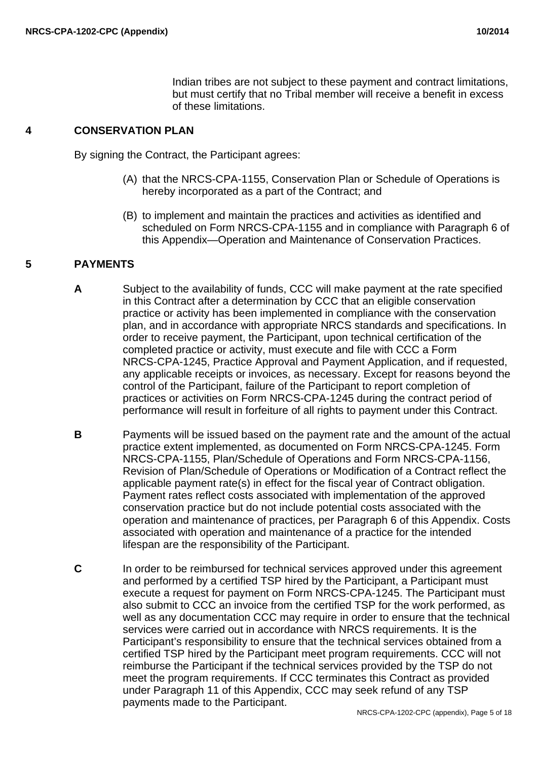Indian tribes are not subject to these payment and contract limitations, but must certify that no Tribal member will receive a benefit in excess of these limitations.

## 4 CONSERVATION PLAN

By signing the Contract, the Participant agrees:

(A) that the NRCS-CPA-1155, Conservation Plan or Schedule of Operations is hereby incorporated as a part of the Contract; and

(B) to implement and maintain the practices and activities as identified and scheduled on Form NRCS-CPA-1155 and in compliance with Paragraph 6 of this Appendix—Operation and Maintenance of Conservation Practices.

## 5 PAYMENTS

**A** Subject to the availability of funds, CCC will make payment at the rate specified in this Contract after a determination by CCC that an eligible conservation practice or activity has been implemented in compliance with the conservation plan, and in accordance with appropriate NRCS standards and specifications. In order to receive payment, the Participant, upon technical certification of the completed practice or activity, must execute and file with CCC a Form NRCS-CPA-1245, Practice Approval and Payment Application, and if requested, any applicable receipts or invoices, as necessary. Except for reasons beyond the control of the Participant, failure of the Participant to report completion of practices or activities on Form NRCS-CPA-1245 during the contract period of performance will result in forfeiture of all rights to payment under this Contract.

**B** Payments will be issued based on the payment rate and the amount of the actual practice extent implemented, as documented on Form NRCS-CPA-1245. Form NRCS-CPA-1155, Plan/Schedule of Operations and Form NRCS-CPA-1156, Revision of Plan/Schedule of Operations or Modification of a Contract reflect the applicable payment rate(s) in effect for the fiscal year of Contract obligation. Payment rates reflect costs associated with implementation of the approved conservation practice but do not include potential costs associated with the operation and maintenance of practices, per Paragraph 6 of this Appendix. Costs associated with operation and maintenance of a practice for the intended lifespan are the responsibility of the Participant.

**C** In order to be reimbursed for technical services approved under this agreement and performed by a certified TSP hired by the Participant, a Participant must execute a request for payment on Form NRCS-CPA-1245. The Participant must also submit to CCC an invoice from the certified TSP for the work performed, as well as any documentation CCC may require in order to ensure that the technical services were carried out in accordance with NRCS requirements. It is the Participant's responsibility to ensure that the technical services obtained from a certified TSP hired by the Participant meet program requirements. CCC will not reimburse the Participant if the technical services provided by the TSP do not meet the program requirements. If CCC terminates this Contract as provided under Paragraph 11 of this Appendix, CCC may seek refund of any TSP payments made to the Participant.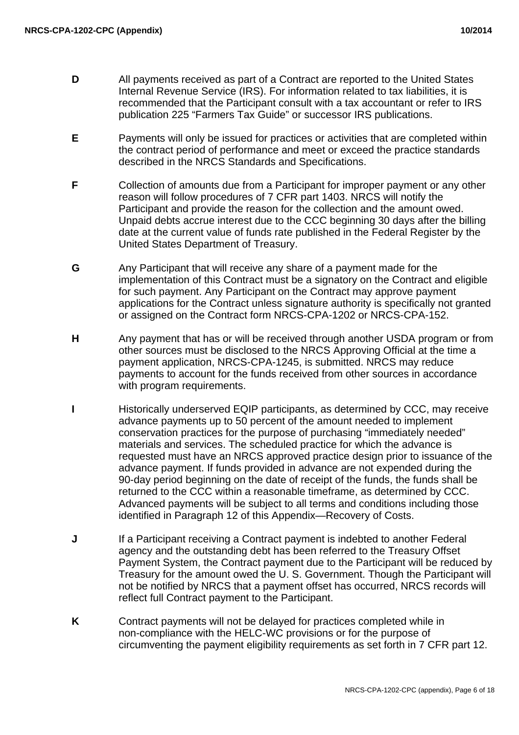**D** All payments received as part of a Contract are reported to the United States Internal Revenue Service (IRS). For information related to tax liabilities, it is recommended that the Participant consult with a tax accountant or refer to IRS publication 225 "Farmers Tax Guide" or successor IRS publications.

**E** Payments will only be issued for practices or activities that are completed within the contract period of performance and meet or exceed the practice standards described in the NRCS Standards and Specifications.

**F** Collection of amounts due from a Participant for improper payment or any other reason will follow procedures of 7 CFR part 1403. NRCS will notify the Participant and provide the reason for the collection and the amount owed. Unpaid debts accrue interest due to the CCC beginning 30 days after the billing date at the current value of funds rate published in the Federal Register by the United States Department of Treasury.

**G** Any Participant that will receive any share of a payment made for the implementation of this Contract must be a signatory on the Contract and eligible for such payment. Any Participant on the Contract may approve payment applications for the Contract unless signature authority is specifically not granted or assigned on the Contract form NRCS-CPA-1202 or NRCS-CPA-152.

**H** Any payment that has or will be received through another USDA program or from other sources must be disclosed to the NRCS Approving Official at the time a payment application, NRCS-CPA-1245, is submitted. NRCS may reduce payments to account for the funds received from other sources in accordance with program requirements.

**I** Historically underserved EQIP participants, as determined by CCC, may receive advance payments up to 50 percent of the amount needed to implement conservation practices for the purpose of purchasing "immediately needed" materials and services. The scheduled practice for which the advance is requested must have an NRCS approved practice design prior to issuance of the advance payment. If funds provided in advance are not expended during the 90-day period beginning on the date of receipt of the funds, the funds shall be returned to the CCC within a reasonable timeframe, as determined by CCC. Advanced payments will be subject to all terms and conditions including those identified in Paragraph 12 of this Appendix—Recovery of Costs.

**J** If a Participant receiving a Contract payment is indebted to another Federal agency and the outstanding debt has been referred to the Treasury Offset Payment System, the Contract payment due to the Participant will be reduced by Treasury for the amount owed the U. S. Government. Though the Participant will not be notified by NRCS that a payment offset has occurred, NRCS records will reflect full Contract payment to the Participant.

**K** Contract payments will not be delayed for practices completed while in non-compliance with the HELC-WC provisions or for the purpose of circumventing the payment eligibility requirements as set forth in 7 CFR part 12.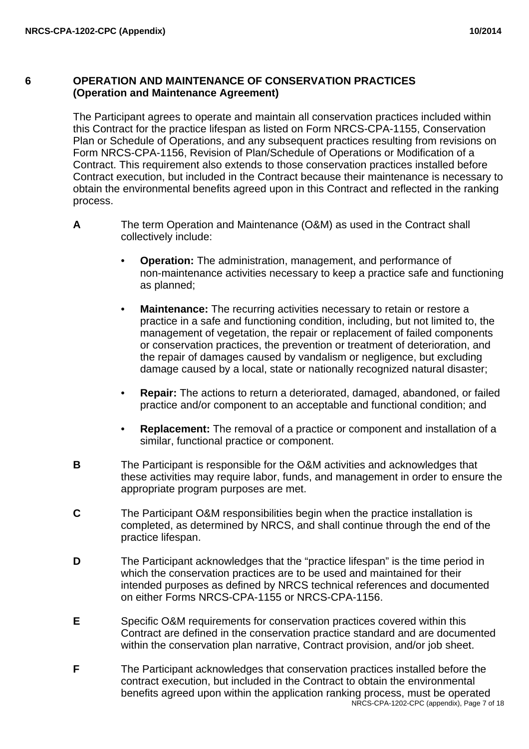## 6 OPERATION AND MAINTENANCE OF CONSERVATION PRACTICES (Operation and Maintenance Agreement)

The Participant agrees to operate and maintain all conservation practices included within this Contract for the practice lifespan as listed on Form NRCS-CPA-1155, Conservation Plan or Schedule of Operations, and any subsequent practices resulting from revisions on Form NRCS-CPA-1156, Revision of Plan/Schedule of Operations or Modification of a Contract. This requirement also extends to those conservation practices installed before Contract execution, but included in the Contract because their maintenance is necessary to obtain the environmental benefits agreed upon in this Contract and reflected in the ranking process.

**A** The term Operation and Maintenance (O&M) as used in the Contract shall collectively include:

- **Operation:** The administration, management, and performance of non-maintenance activities necessary to keep a practice safe and functioning as planned;
- **Maintenance:** The recurring activities necessary to retain or restore a practice in a safe and functioning condition, including, but not limited to, the management of vegetation, the repair or replacement of failed components or conservation practices, the prevention or treatment of deterioration, and the repair of damages caused by vandalism or negligence, but excluding damage caused by a local, state or nationally recognized natural disaster;
- **Repair:** The actions to return a deteriorated, damaged, abandoned, or failed practice and/or component to an acceptable and functional condition; and
- **Replacement:** The removal of a practice or component and installation of a similar, functional practice or component.

**B** The Participant is responsible for the O&M activities and acknowledges that these activities may require labor, funds, and management in order to ensure the appropriate program purposes are met.

**C** The Participant O&M responsibilities begin when the practice installation is completed, as determined by NRCS, and shall continue through the end of the practice lifespan.

**D** The Participant acknowledges that the “practice lifespan” is the time period in which the conservation practices are to be used and maintained for their intended purposes as defined by NRCS technical references and documented on either Forms NRCS-CPA-1155 or NRCS-CPA-1156.

**E** Specific O&M requirements for conservation practices covered within this Contract are defined in the conservation practice standard and are documented within the conservation plan narrative, Contract provision, and/or job sheet.

**F** The Participant acknowledges that conservation practices installed before the contract execution, but included in the Contract to obtain the environmental benefits agreed upon within the application ranking process, must be operated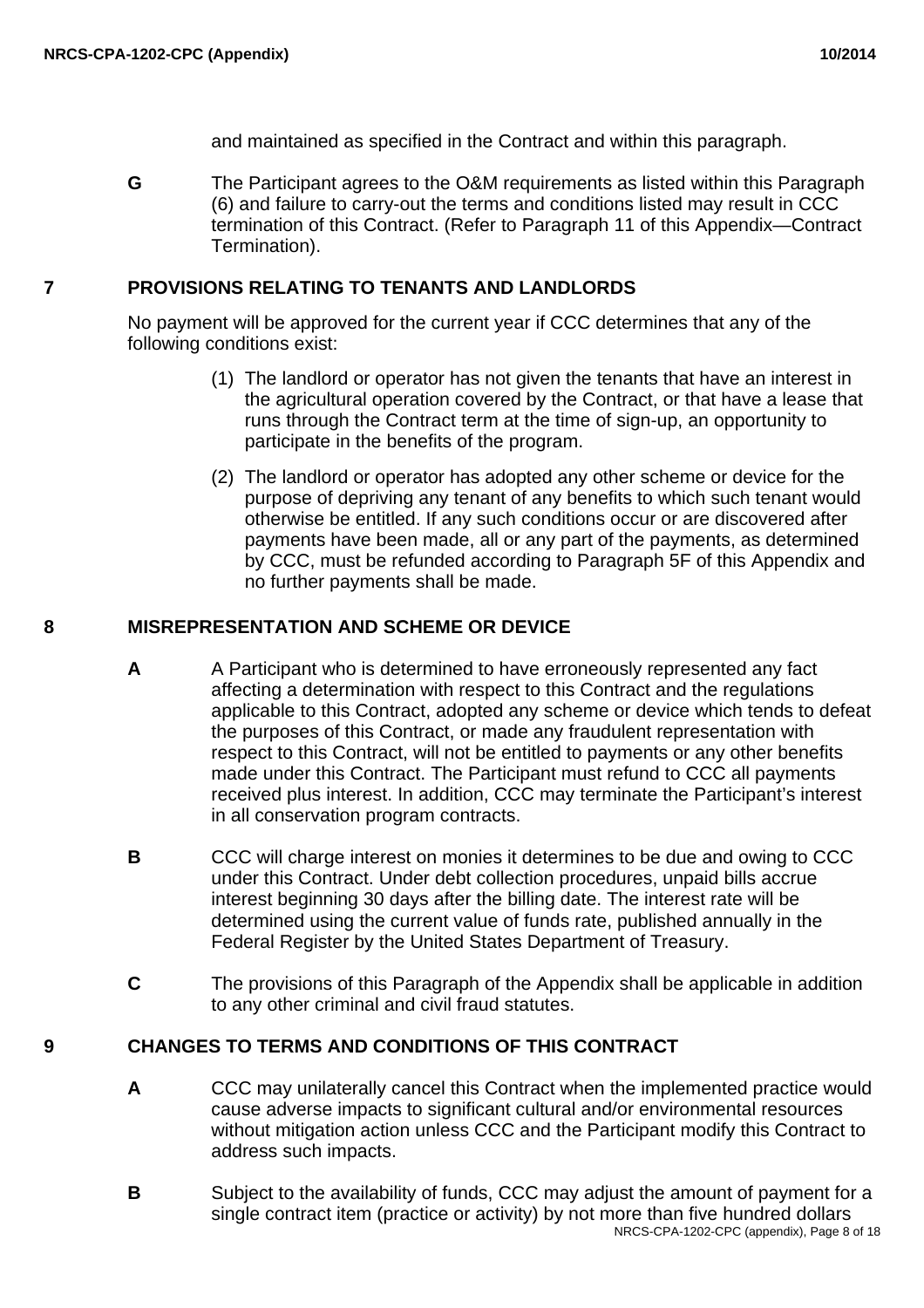and maintained as specified in the Contract and within this paragraph.

**G** The Participant agrees to the O&M requirements as listed within this Paragraph (6) and failure to carry-out the terms and conditions listed may result in CCC termination of this Contract. (Refer to Paragraph 11 of this Appendix—Contract Termination).

## 7 PROVISIONS RELATING TO TENANTS AND LANDLORDS

No payment will be approved for the current year if CCC determines that any of the following conditions exist:

(1) The landlord or operator has not given the tenants that have an interest in the agricultural operation covered by the Contract, or that have a lease that runs through the Contract term at the time of sign-up, an opportunity to participate in the benefits of the program.

(2) The landlord or operator has adopted any other scheme or device for the purpose of depriving any tenant of any benefits to which such tenant would otherwise be entitled. If any such conditions occur or are discovered after payments have been made, all or any part of the payments, as determined by CCC, must be refunded according to Paragraph 5F of this Appendix and no further payments shall be made.

## 8 MISREPRESENTATION AND SCHEME OR DEVICE

**A** A Participant who is determined to have erroneously represented any fact affecting a determination with respect to this Contract and the regulations applicable to this Contract, adopted any scheme or device which tends to defeat the purposes of this Contract, or made any fraudulent representation with respect to this Contract, will not be entitled to payments or any other benefits made under this Contract. The Participant must refund to CCC all payments received plus interest. In addition, CCC may terminate the Participant's interest in all conservation program contracts.

**B** CCC will charge interest on monies it determines to be due and owing to CCC under this Contract. Under debt collection procedures, unpaid bills accrue interest beginning 30 days after the billing date. The interest rate will be determined using the current value of funds rate, published annually in the Federal Register by the United States Department of Treasury.

**C** The provisions of this Paragraph of the Appendix shall be applicable in addition to any other criminal and civil fraud statutes.

## 9 CHANGES TO TERMS AND CONDITIONS OF THIS CONTRACT

**A** CCC may unilaterally cancel this Contract when the implemented practice would cause adverse impacts to significant cultural and/or environmental resources without mitigation action unless CCC and the Participant modify this Contract to address such impacts.

**B** Subject to the availability of funds, CCC may adjust the amount of payment for a single contract item (practice or activity) by not more than five hundred dollars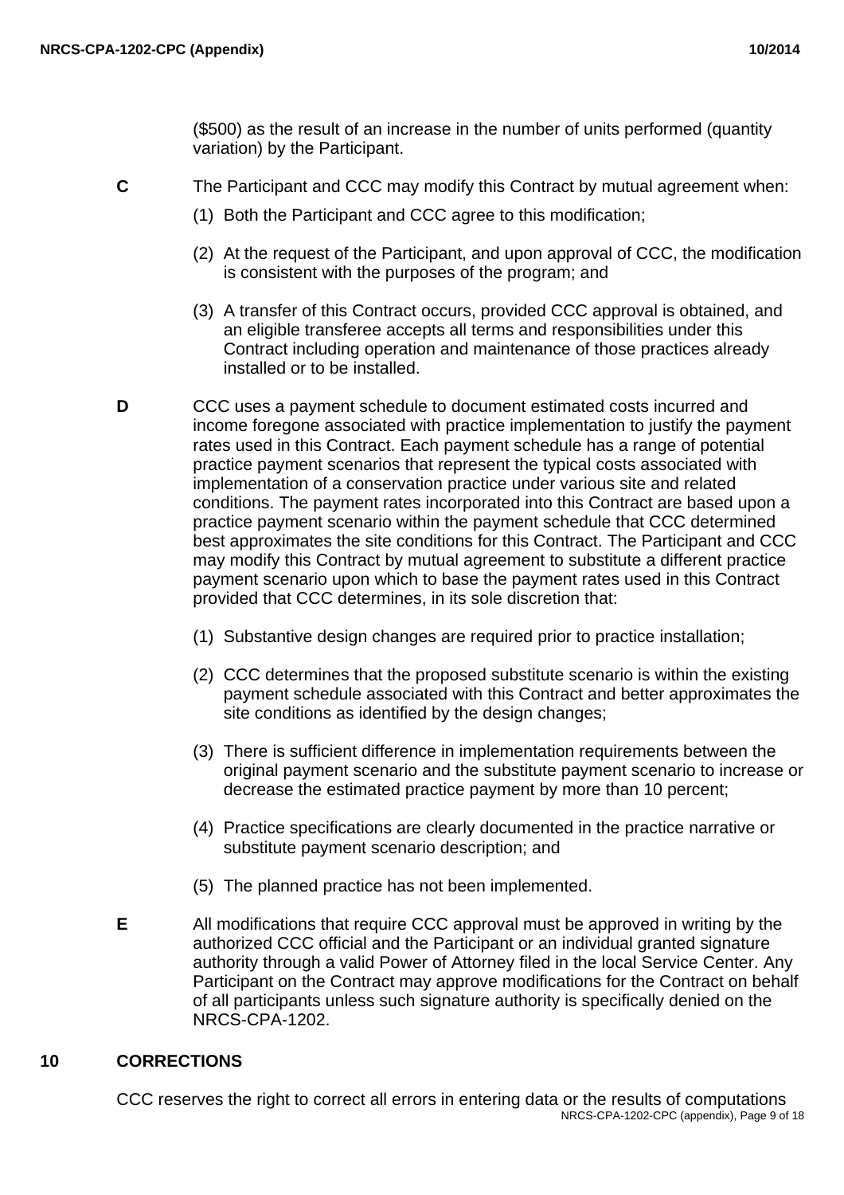($500) as the result of an increase in the number of units performed (quantity variation) by the Participant.

**C** The Participant and CCC may modify this Contract by mutual agreement when:

(1) Both the Participant and CCC agree to this modification;

(2) At the request of the Participant, and upon approval of CCC, the modification is consistent with the purposes of the program; and

(3) A transfer of this Contract occurs, provided CCC approval is obtained, and an eligible transferee accepts all terms and responsibilities under this Contract including operation and maintenance of those practices already installed or to be installed.

**D** CCC uses a payment schedule to document estimated costs incurred and income foregone associated with practice implementation to justify the payment rates used in this Contract. Each payment schedule has a range of potential practice payment scenarios that represent the typical costs associated with implementation of a conservation practice under various site and related conditions. The payment rates incorporated into this Contract are based upon a practice payment scenario within the payment schedule that CCC determined best approximates the site conditions for this Contract. The Participant and CCC may modify this Contract by mutual agreement to substitute a different practice payment scenario upon which to base the payment rates used in this Contract provided that CCC determines, in its sole discretion that:

(1) Substantive design changes are required prior to practice installation;

(2) CCC determines that the proposed substitute scenario is within the existing payment schedule associated with this Contract and better approximates the site conditions as identified by the design changes;

(3) There is sufficient difference in implementation requirements between the original payment scenario and the substitute payment scenario to increase or decrease the estimated practice payment by more than 10 percent;

(4) Practice specifications are clearly documented in the practice narrative or substitute payment scenario description; and

(5) The planned practice has not been implemented.

**E** All modifications that require CCC approval must be approved in writing by the authorized CCC official and the Participant or an individual granted signature authority through a valid Power of Attorney filed in the local Service Center. Any Participant on the Contract may approve modifications for the Contract on behalf of all participants unless such signature authority is specifically denied on the NRCS-CPA-1202.

## 10 CORRECTIONS

CCC reserves the right to correct all errors in entering data or the results of computations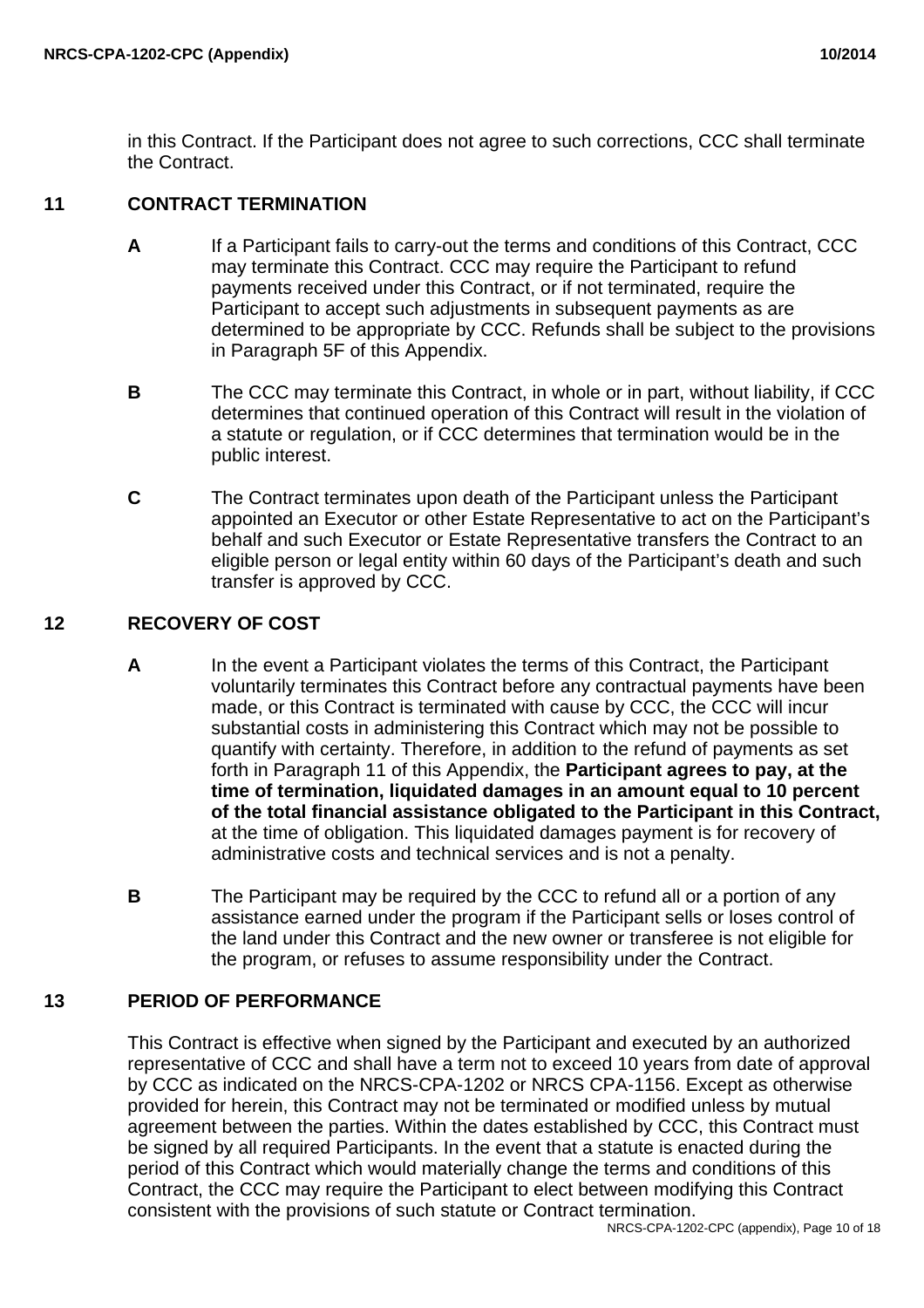in this Contract. If the Participant does not agree to such corrections, CCC shall terminate the Contract.

## 11 CONTRACT TERMINATION

**A** If a Participant fails to carry-out the terms and conditions of this Contract, CCC may terminate this Contract. CCC may require the Participant to refund payments received under this Contract, or if not terminated, require the Participant to accept such adjustments in subsequent payments as are determined to be appropriate by CCC. Refunds shall be subject to the provisions in Paragraph 5F of this Appendix.

**B** The CCC may terminate this Contract, in whole or in part, without liability, if CCC determines that continued operation of this Contract will result in the violation of a statute or regulation, or if CCC determines that termination would be in the public interest.

**C** The Contract terminates upon death of the Participant unless the Participant appointed an Executor or other Estate Representative to act on the Participant's behalf and such Executor or Estate Representative transfers the Contract to an eligible person or legal entity within 60 days of the Participant's death and such transfer is approved by CCC.

## 12 RECOVERY OF COST

**A** In the event a Participant violates the terms of this Contract, the Participant voluntarily terminates this Contract before any contractual payments have been made, or this Contract is terminated with cause by CCC, the CCC will incur substantial costs in administering this Contract which may not be possible to quantify with certainty. Therefore, in addition to the refund of payments as set forth in Paragraph 11 of this Appendix, the **Participant agrees to pay, at the time of termination, liquidated damages in an amount equal to 10 percent of the total financial assistance obligated to the Participant in this Contract,** at the time of obligation. This liquidated damages payment is for recovery of administrative costs and technical services and is not a penalty.

**B** The Participant may be required by the CCC to refund all or a portion of any assistance earned under the program if the Participant sells or loses control of the land under this Contract and the new owner or transferee is not eligible for the program, or refuses to assume responsibility under the Contract.

## 13 PERIOD OF PERFORMANCE

This Contract is effective when signed by the Participant and executed by an authorized representative of CCC and shall have a term not to exceed 10 years from date of approval by CCC as indicated on the NRCS-CPA-1202 or NRCS CPA-1156. Except as otherwise provided for herein, this Contract may not be terminated or modified unless by mutual agreement between the parties. Within the dates established by CCC, this Contract must be signed by all required Participants. In the event that a statute is enacted during the period of this Contract which would materially change the terms and conditions of this Contract, the CCC may require the Participant to elect between modifying this Contract consistent with the provisions of such statute or Contract termination.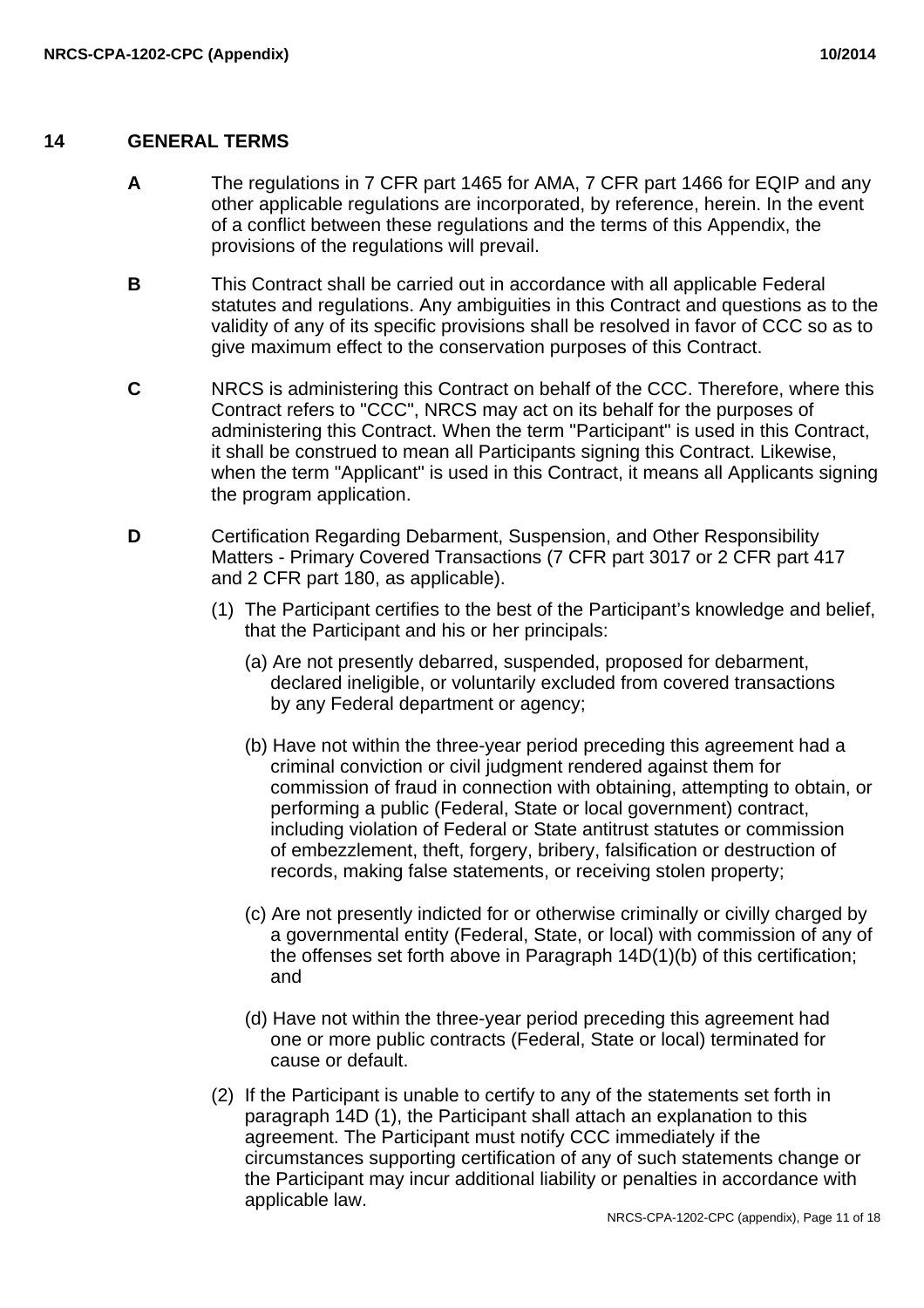## 14 GENERAL TERMS

**A** The regulations in 7 CFR part 1465 for AMA, 7 CFR part 1466 for EQIP and any other applicable regulations are incorporated, by reference, herein. In the event of a conflict between these regulations and the terms of this Appendix, the provisions of the regulations will prevail.

**B** This Contract shall be carried out in accordance with all applicable Federal statutes and regulations. Any ambiguities in this Contract and questions as to the validity of any of its specific provisions shall be resolved in favor of CCC so as to give maximum effect to the conservation purposes of this Contract.

**C** NRCS is administering this Contract on behalf of the CCC. Therefore, where this Contract refers to "CCC", NRCS may act on its behalf for the purposes of administering this Contract. When the term "Participant" is used in this Contract, it shall be construed to mean all Participants signing this Contract. Likewise, when the term "Applicant" is used in this Contract, it means all Applicants signing the program application.

**D** Certification Regarding Debarment, Suspension, and Other Responsibility Matters - Primary Covered Transactions (7 CFR part 3017 or 2 CFR part 417 and 2 CFR part 180, as applicable).

(1) The Participant certifies to the best of the Participant's knowledge and belief, that the Participant and his or her principals:

(a) Are not presently debarred, suspended, proposed for debarment, declared ineligible, or voluntarily excluded from covered transactions by any Federal department or agency;

(b) Have not within the three-year period preceding this agreement had a criminal conviction or civil judgment rendered against them for commission of fraud in connection with obtaining, attempting to obtain, or performing a public (Federal, State or local government) contract, including violation of Federal or State antitrust statutes or commission of embezzlement, theft, forgery, bribery, falsification or destruction of records, making false statements, or receiving stolen property;

(c) Are not presently indicted for or otherwise criminally or civilly charged by a governmental entity (Federal, State, or local) with commission of any of the offenses set forth above in Paragraph 14D(1)(b) of this certification; and

(d) Have not within the three-year period preceding this agreement had one or more public contracts (Federal, State or local) terminated for cause or default.

(2) If the Participant is unable to certify to any of the statements set forth in paragraph 14D (1), the Participant shall attach an explanation to this agreement. The Participant must notify CCC immediately if the circumstances supporting certification of any of such statements change or the Participant may incur additional liability or penalties in accordance with applicable law.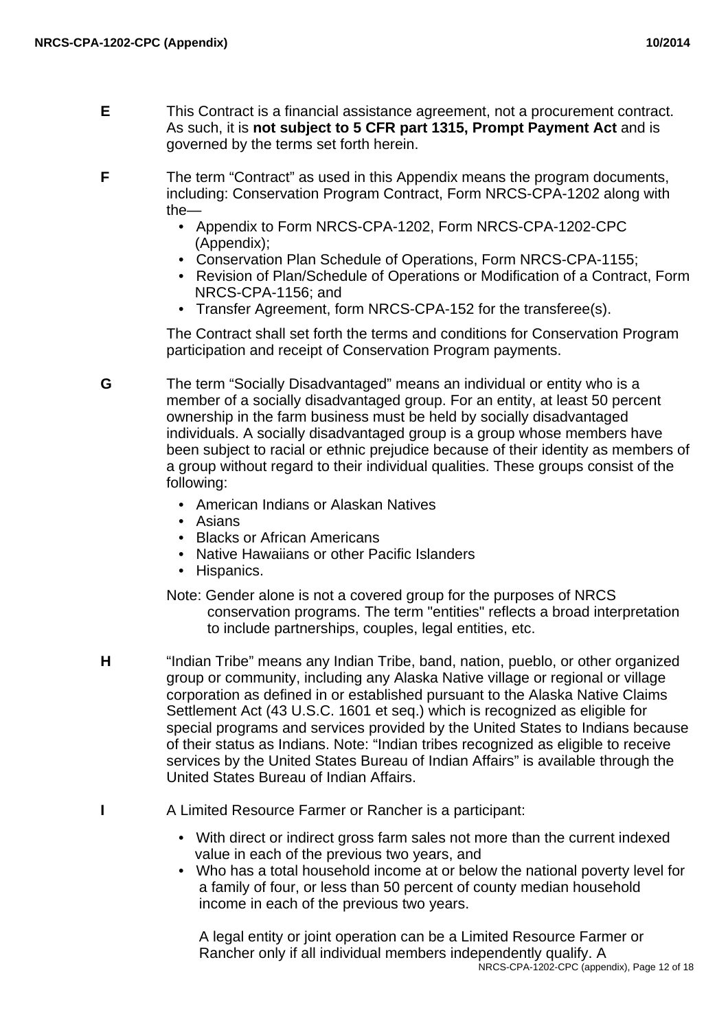**E** This Contract is a financial assistance agreement, not a procurement contract. As such, it is **not subject to 5 CFR part 1315, Prompt Payment Act** and is governed by the terms set forth herein.

**F** The term “Contract” as used in this Appendix means the program documents, including: Conservation Program Contract, Form NRCS-CPA-1202 along with the—

- Appendix to Form NRCS-CPA-1202, Form NRCS-CPA-1202-CPC (Appendix);
- Conservation Plan Schedule of Operations, Form NRCS-CPA-1155;
- Revision of Plan/Schedule of Operations or Modification of a Contract, Form NRCS-CPA-1156; and
- Transfer Agreement, form NRCS-CPA-152 for the transferee(s).

The Contract shall set forth the terms and conditions for Conservation Program participation and receipt of Conservation Program payments.

**G** The term “Socially Disadvantaged” means an individual or entity who is a member of a socially disadvantaged group. For an entity, at least 50 percent ownership in the farm business must be held by socially disadvantaged individuals. A socially disadvantaged group is a group whose members have been subject to racial or ethnic prejudice because of their identity as members of a group without regard to their individual qualities. These groups consist of the following:

- American Indians or Alaskan Natives
- Asians
- Blacks or African Americans
- Native Hawaiians or other Pacific Islanders
- Hispanics.

Note: Gender alone is not a covered group for the purposes of NRCS conservation programs. The term "entities" reflects a broad interpretation to include partnerships, couples, legal entities, etc.

**H** “Indian Tribe” means any Indian Tribe, band, nation, pueblo, or other organized group or community, including any Alaska Native village or regional or village corporation as defined in or established pursuant to the Alaska Native Claims Settlement Act (43 U.S.C. 1601 et seq.) which is recognized as eligible for special programs and services provided by the United States to Indians because of their status as Indians. Note: “Indian tribes recognized as eligible to receive services by the United States Bureau of Indian Affairs” is available through the United States Bureau of Indian Affairs.

**I** A Limited Resource Farmer or Rancher is a participant:

- With direct or indirect gross farm sales not more than the current indexed value in each of the previous two years, and
- Who has a total household income at or below the national poverty level for a family of four, or less than 50 percent of county median household income in each of the previous two years.

A legal entity or joint operation can be a Limited Resource Farmer or Rancher only if all individual members independently qualify. A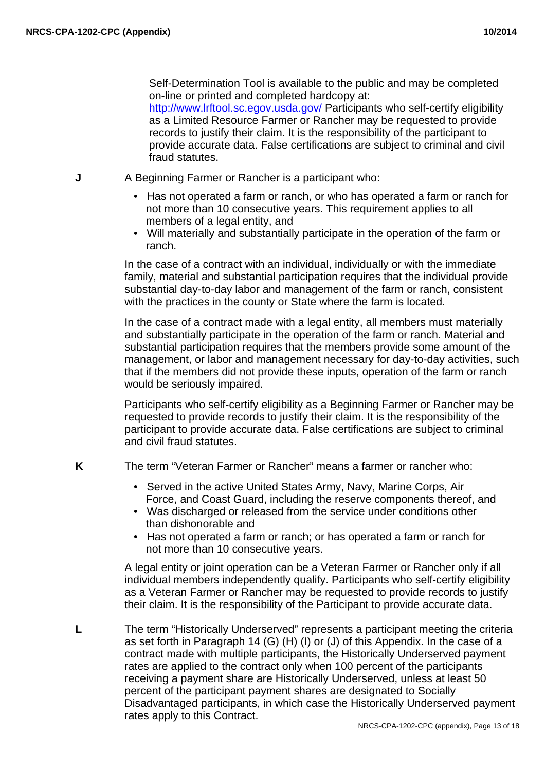Self-Determination Tool is available to the public and may be completed on-line or printed and completed hardcopy at: [http://www.lrftool.sc.egov.usda.gov/](http://www.lrftool.sc.egov.usda.gov/) Participants who self-certify eligibility as a Limited Resource Farmer or Rancher may be requested to provide records to justify their claim. It is the responsibility of the participant to provide accurate data. False certifications are subject to criminal and civil fraud statutes.

**J** A Beginning Farmer or Rancher is a participant who:

- Has not operated a farm or ranch, or who has operated a farm or ranch for not more than 10 consecutive years. This requirement applies to all members of a legal entity, and
- Will materially and substantially participate in the operation of the farm or ranch.

In the case of a contract with an individual, individually or with the immediate family, material and substantial participation requires that the individual provide substantial day-to-day labor and management of the farm or ranch, consistent with the practices in the county or State where the farm is located.

In the case of a contract made with a legal entity, all members must materially and substantially participate in the operation of the farm or ranch. Material and substantial participation requires that the members provide some amount of the management, or labor and management necessary for day-to-day activities, such that if the members did not provide these inputs, operation of the farm or ranch would be seriously impaired.

Participants who self-certify eligibility as a Beginning Farmer or Rancher may be requested to provide records to justify their claim. It is the responsibility of the participant to provide accurate data. False certifications are subject to criminal and civil fraud statutes.

**K** The term “Veteran Farmer or Rancher” means a farmer or rancher who:

- Served in the active United States Army, Navy, Marine Corps, Air Force, and Coast Guard, including the reserve components thereof, and
- Was discharged or released from the service under conditions other than dishonorable and
- Has not operated a farm or ranch; or has operated a farm or ranch for not more than 10 consecutive years.

A legal entity or joint operation can be a Veteran Farmer or Rancher only if all individual members independently qualify. Participants who self-certify eligibility as a Veteran Farmer or Rancher may be requested to provide records to justify their claim. It is the responsibility of the Participant to provide accurate data.

**L** The term “Historically Underserved” represents a participant meeting the criteria as set forth in Paragraph 14 (G) (H) (I) or (J) of this Appendix. In the case of a contract made with multiple participants, the Historically Underserved payment rates are applied to the contract only when 100 percent of the participants receiving a payment share are Historically Underserved, unless at least 50 percent of the participant payment shares are designated to Socially Disadvantaged participants, in which case the Historically Underserved payment rates apply to this Contract.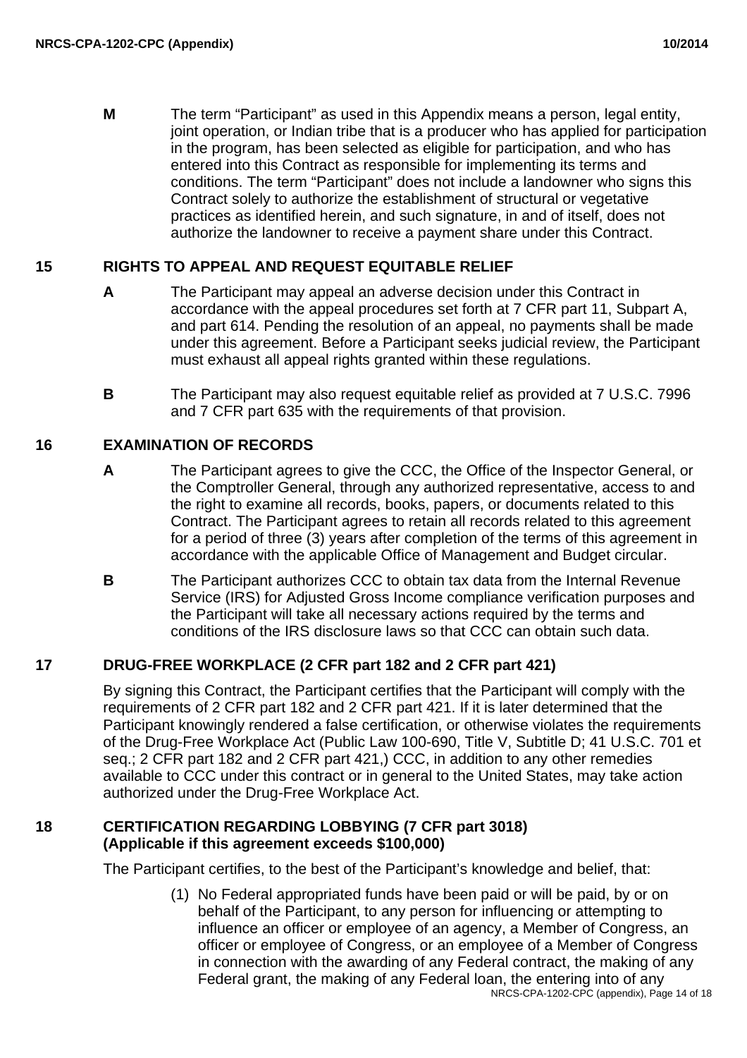**M** The term “Participant” as used in this Appendix means a person, legal entity, joint operation, or Indian tribe that is a producer who has applied for participation in the program, has been selected as eligible for participation, and who has entered into this Contract as responsible for implementing its terms and conditions. The term “Participant” does not include a landowner who signs this Contract solely to authorize the establishment of structural or vegetative practices as identified herein, and such signature, in and of itself, does not authorize the landowner to receive a payment share under this Contract.

## 15 RIGHTS TO APPEAL AND REQUEST EQUITABLE RELIEF

**A** The Participant may appeal an adverse decision under this Contract in accordance with the appeal procedures set forth at 7 CFR part 11, Subpart A, and part 614. Pending the resolution of an appeal, no payments shall be made under this agreement. Before a Participant seeks judicial review, the Participant must exhaust all appeal rights granted within these regulations.

**B** The Participant may also request equitable relief as provided at 7 U.S.C. 7996 and 7 CFR part 635 with the requirements of that provision.

## 16 EXAMINATION OF RECORDS

**A** The Participant agrees to give the CCC, the Office of the Inspector General, or the Comptroller General, through any authorized representative, access to and the right to examine all records, books, papers, or documents related to this Contract. The Participant agrees to retain all records related to this agreement for a period of three (3) years after completion of the terms of this agreement in accordance with the applicable Office of Management and Budget circular.

**B** The Participant authorizes CCC to obtain tax data from the Internal Revenue Service (IRS) for Adjusted Gross Income compliance verification purposes and the Participant will take all necessary actions required by the terms and conditions of the IRS disclosure laws so that CCC can obtain such data.

## 17 DRUG-FREE WORKPLACE (2 CFR part 182 and 2 CFR part 421)

By signing this Contract, the Participant certifies that the Participant will comply with the requirements of 2 CFR part 182 and 2 CFR part 421. If it is later determined that the Participant knowingly rendered a false certification, or otherwise violates the requirements of the Drug-Free Workplace Act (Public Law 100-690, Title V, Subtitle D; 41 U.S.C. 701 et seq.; 2 CFR part 182 and 2 CFR part 421,) CCC, in addition to any other remedies available to CCC under this contract or in general to the United States, may take action authorized under the Drug-Free Workplace Act.

## 18 CERTIFICATION REGARDING LOBBYING (7 CFR part 3018) (Applicable if this agreement exceeds $100,000)

The Participant certifies, to the best of the Participant’s knowledge and belief, that:

(1) No Federal appropriated funds have been paid or will be paid, by or on behalf of the Participant, to any person for influencing or attempting to influence an officer or employee of an agency, a Member of Congress, an officer or employee of Congress, or an employee of a Member of Congress in connection with the awarding of any Federal contract, the making of any Federal grant, the making of any Federal loan, the entering into of any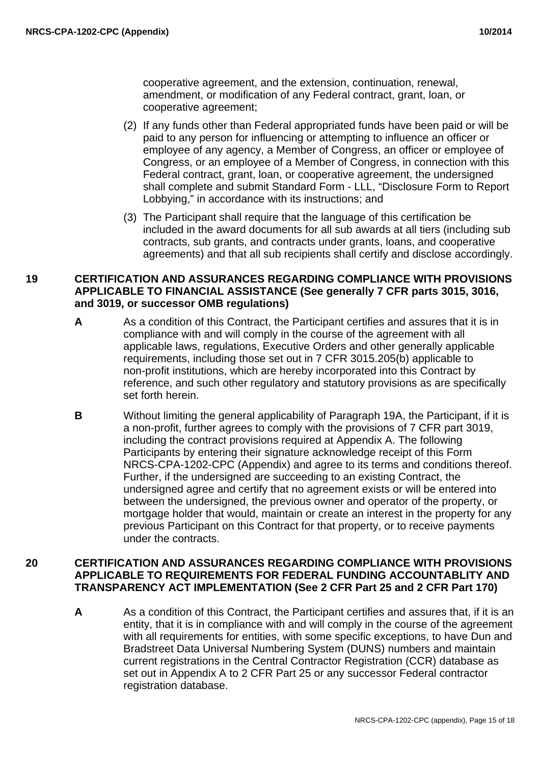cooperative agreement, and the extension, continuation, renewal, amendment, or modification of any Federal contract, grant, loan, or cooperative agreement;

(2) If any funds other than Federal appropriated funds have been paid or will be paid to any person for influencing or attempting to influence an officer or employee of any agency, a Member of Congress, an officer or employee of Congress, or an employee of a Member of Congress, in connection with this Federal contract, grant, loan, or cooperative agreement, the undersigned shall complete and submit Standard Form - LLL, "Disclosure Form to Report Lobbying," in accordance with its instructions; and

(3) The Participant shall require that the language of this certification be included in the award documents for all sub awards at all tiers (including sub contracts, sub grants, and contracts under grants, loans, and cooperative agreements) and that all sub recipients shall certify and disclose accordingly.

## 19 CERTIFICATION AND ASSURANCES REGARDING COMPLIANCE WITH PROVISIONS APPLICABLE TO FINANCIAL ASSISTANCE (See generally 7 CFR parts 3015, 3016, and 3019, or successor OMB regulations)

**A** As a condition of this Contract, the Participant certifies and assures that it is in compliance with and will comply in the course of the agreement with all applicable laws, regulations, Executive Orders and other generally applicable requirements, including those set out in 7 CFR 3015.205(b) applicable to non-profit institutions, which are hereby incorporated into this Contract by reference, and such other regulatory and statutory provisions as are specifically set forth herein.

**B** Without limiting the general applicability of Paragraph 19A, the Participant, if it is a non-profit, further agrees to comply with the provisions of 7 CFR part 3019, including the contract provisions required at Appendix A. The following Participants by entering their signature acknowledge receipt of this Form NRCS-CPA-1202-CPC (Appendix) and agree to its terms and conditions thereof. Further, if the undersigned are succeeding to an existing Contract, the undersigned agree and certify that no agreement exists or will be entered into between the undersigned, the previous owner and operator of the property, or mortgage holder that would, maintain or create an interest in the property for any previous Participant on this Contract for that property, or to receive payments under the contracts.

## 20 CERTIFICATION AND ASSURANCES REGARDING COMPLIANCE WITH PROVISIONS APPLICABLE TO REQUIREMENTS FOR FEDERAL FUNDING ACCOUNTABLITY AND TRANSPARENCY ACT IMPLEMENTATION (See 2 CFR Part 25 and 2 CFR Part 170)

**A** As a condition of this Contract, the Participant certifies and assures that, if it is an entity, that it is in compliance with and will comply in the course of the agreement with all requirements for entities, with some specific exceptions, to have Dun and Bradstreet Data Universal Numbering System (DUNS) numbers and maintain current registrations in the Central Contractor Registration (CCR) database as set out in Appendix A to 2 CFR Part 25 or any successor Federal contractor registration database.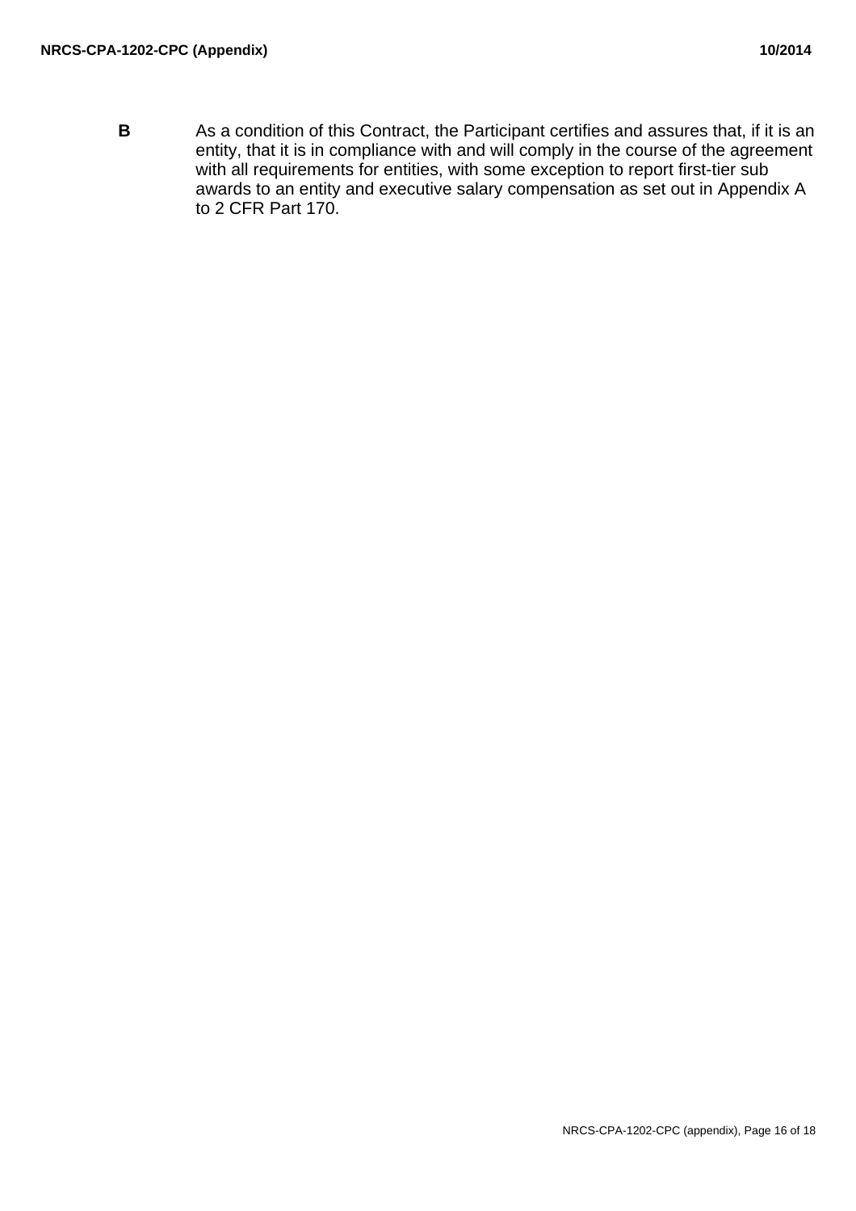**B** As a condition of this Contract, the Participant certifies and assures that, if it is an entity, that it is in compliance with and will comply in the course of the agreement with all requirements for entities, with some exception to report first-tier sub awards to an entity and executive salary compensation as set out in Appendix A to 2 CFR Part 170.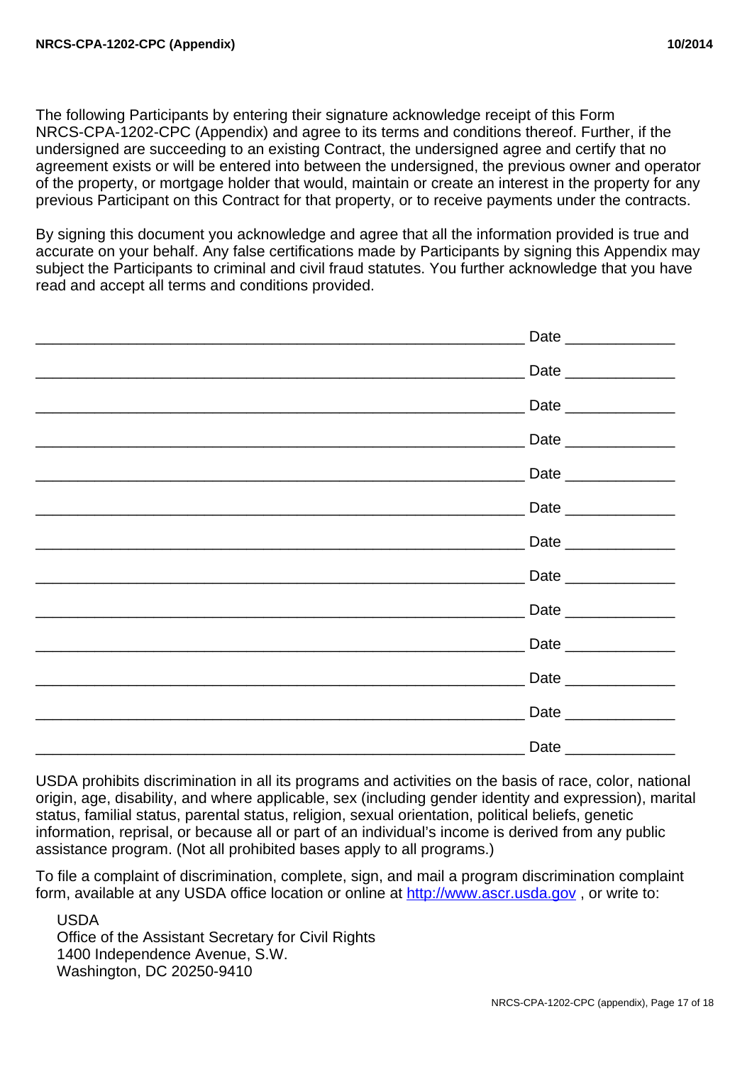The following Participants by entering their signature acknowledge receipt of this Form NRCS-CPA-1202-CPC (Appendix) and agree to its terms and conditions thereof. Further, if the undersigned are succeeding to an existing Contract, the undersigned agree and certify that no agreement exists or will be entered into between the undersigned, the previous owner and operator of the property, or mortgage holder that would, maintain or create an interest in the property for any previous Participant on this Contract for that property, or to receive payments under the contracts.

By signing this document you acknowledge and agree that all the information provided is true and accurate on your behalf. Any false certifications made by Participants by signing this Appendix may subject the Participants to criminal and civil fraud statutes. You further acknowledge that you have read and accept all terms and conditions provided.

_______________________________________________________ Date _____________

_______________________________________________________ Date _____________

_______________________________________________________ Date _____________

_______________________________________________________ Date _____________

_______________________________________________________ Date _____________

_______________________________________________________ Date _____________

_______________________________________________________ Date _____________

_______________________________________________________ Date _____________

_______________________________________________________ Date _____________

_______________________________________________________ Date _____________

_______________________________________________________ Date _____________

_______________________________________________________ Date _____________

_______________________________________________________ Date _____________

USDA prohibits discrimination in all its programs and activities on the basis of race, color, national origin, age, disability, and where applicable, sex (including gender identity and expression), marital status, familial status, parental status, religion, sexual orientation, political beliefs, genetic information, reprisal, or because all or part of an individual's income is derived from any public assistance program. (Not all prohibited bases apply to all programs.)

To file a complaint of discrimination, complete, sign, and mail a program discrimination complaint form, available at any USDA office location or online at http://www.ascr.usda.gov , or write to:

USDA
Office of the Assistant Secretary for Civil Rights
1400 Independence Avenue, S.W.
Washington, DC 20250-9410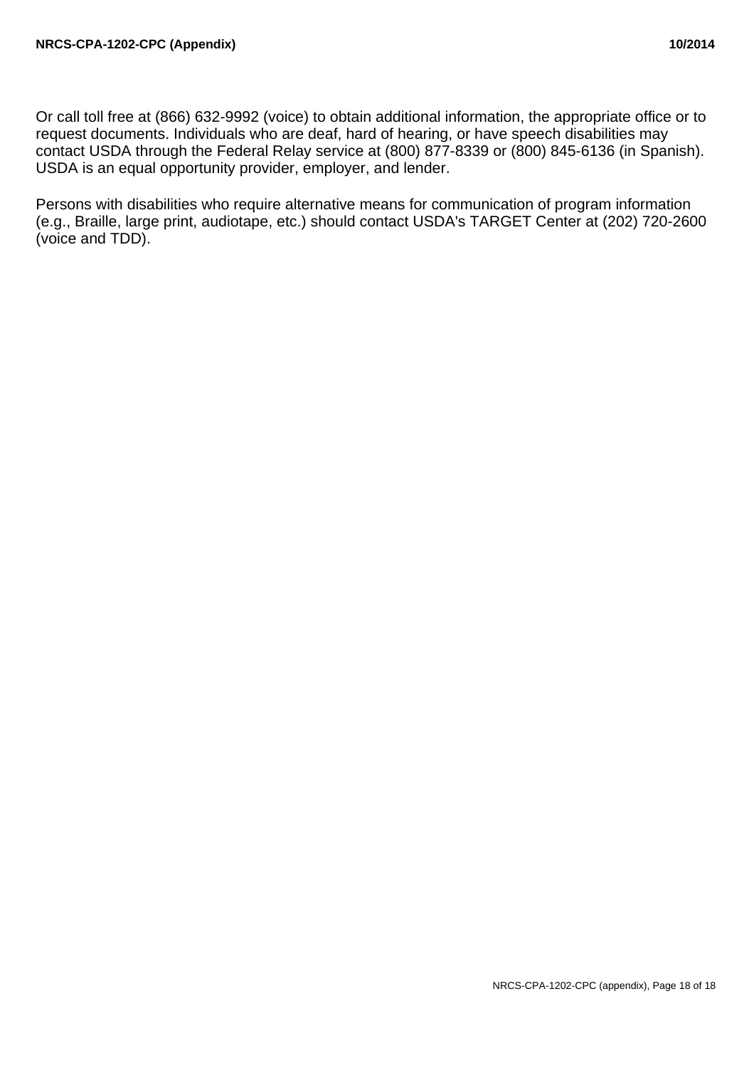Or call toll free at (866) 632-9992 (voice) to obtain additional information, the appropriate office or to request documents. Individuals who are deaf, hard of hearing, or have speech disabilities may contact USDA through the Federal Relay service at (800) 877-8339 or (800) 845-6136 (in Spanish). USDA is an equal opportunity provider, employer, and lender.

Persons with disabilities who require alternative means for communication of program information (e.g., Braille, large print, audiotape, etc.) should contact USDA's TARGET Center at (202) 720-2600 (voice and TDD).